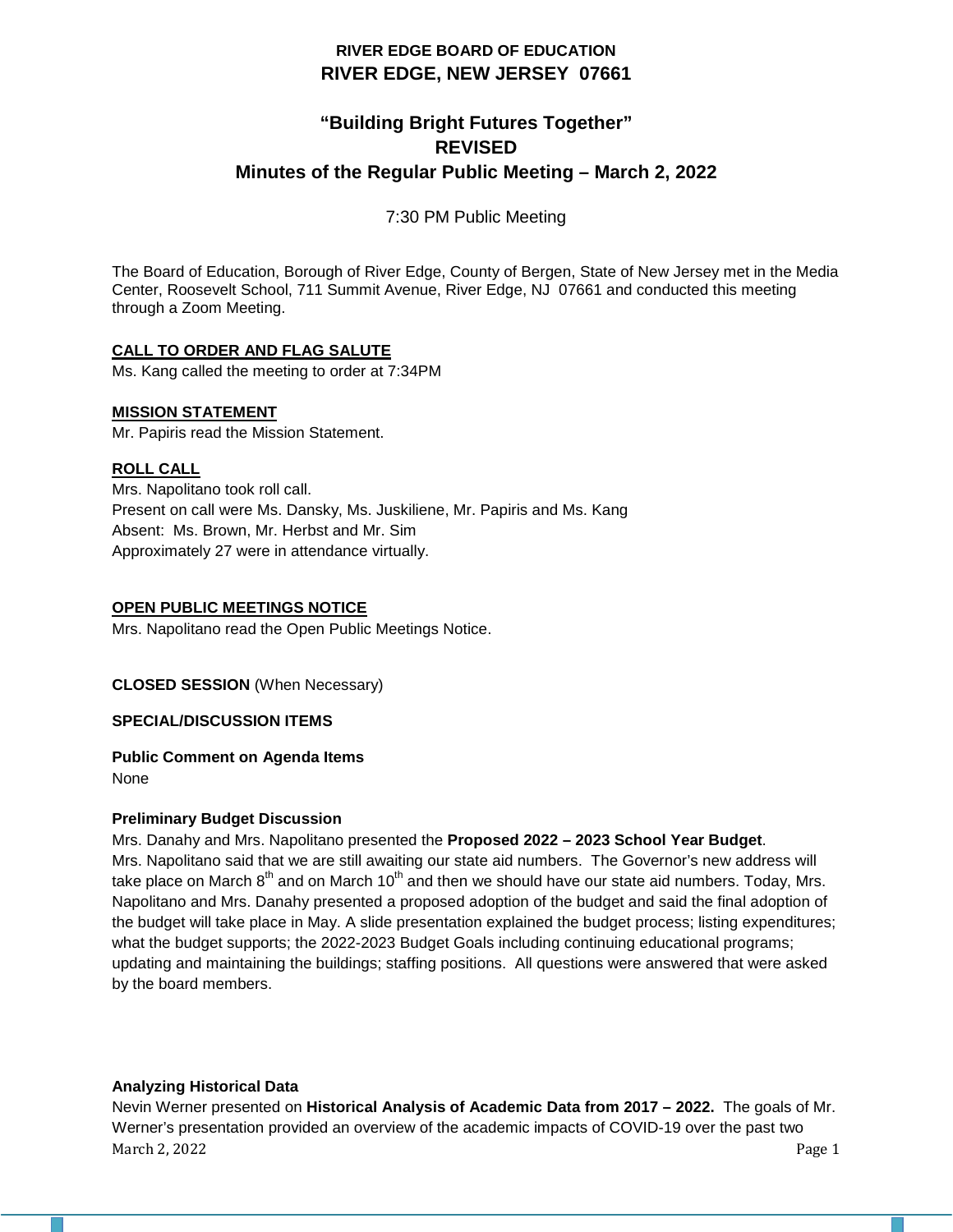# RIVER EDGE BOARD OF EDUCATION
# RIVER EDGE, NEW JERSEY 07661

## "Building Bright Futures Together"
## REVISED
## Minutes of the Regular Public Meeting – March 2, 2022

7:30 PM Public Meeting

The Board of Education, Borough of River Edge, County of Bergen, State of New Jersey met in the Media Center, Roosevelt School, 711 Summit Avenue, River Edge, NJ 07661 and conducted this meeting through a Zoom Meeting.

**CALL TO ORDER AND FLAG SALUTE**

Ms. Kang called the meeting to order at 7:34PM

**MISSION STATEMENT**

Mr. Papiris read the Mission Statement.

**ROLL CALL**

Mrs. Napolitano took roll call.
Present on call were Ms. Dansky, Ms. Juskiliene, Mr. Papiris and Ms. Kang
Absent: Ms. Brown, Mr. Herbst and Mr. Sim
Approximately 27 were in attendance virtually.

**OPEN PUBLIC MEETINGS NOTICE**

Mrs. Napolitano read the Open Public Meetings Notice.

**CLOSED SESSION** (When Necessary)

**SPECIAL/DISCUSSION ITEMS**

**Public Comment on Agenda Items**

None

**Preliminary Budget Discussion**

Mrs. Danahy and Mrs. Napolitano presented the **Proposed 2022 – 2023 School Year Budget**. Mrs. Napolitano said that we are still awaiting our state aid numbers. The Governor's new address will take place on March 8th and on March 10th and then we should have our state aid numbers. Today, Mrs. Napolitano and Mrs. Danahy presented a proposed adoption of the budget and said the final adoption of the budget will take place in May. A slide presentation explained the budget process; listing expenditures; what the budget supports; the 2022-2023 Budget Goals including continuing educational programs; updating and maintaining the buildings; staffing positions. All questions were answered that were asked by the board members.

**Analyzing Historical Data**

Nevin Werner presented on **Historical Analysis of Academic Data from 2017 – 2022.** The goals of Mr. Werner's presentation provided an overview of the academic impacts of COVID-19 over the past two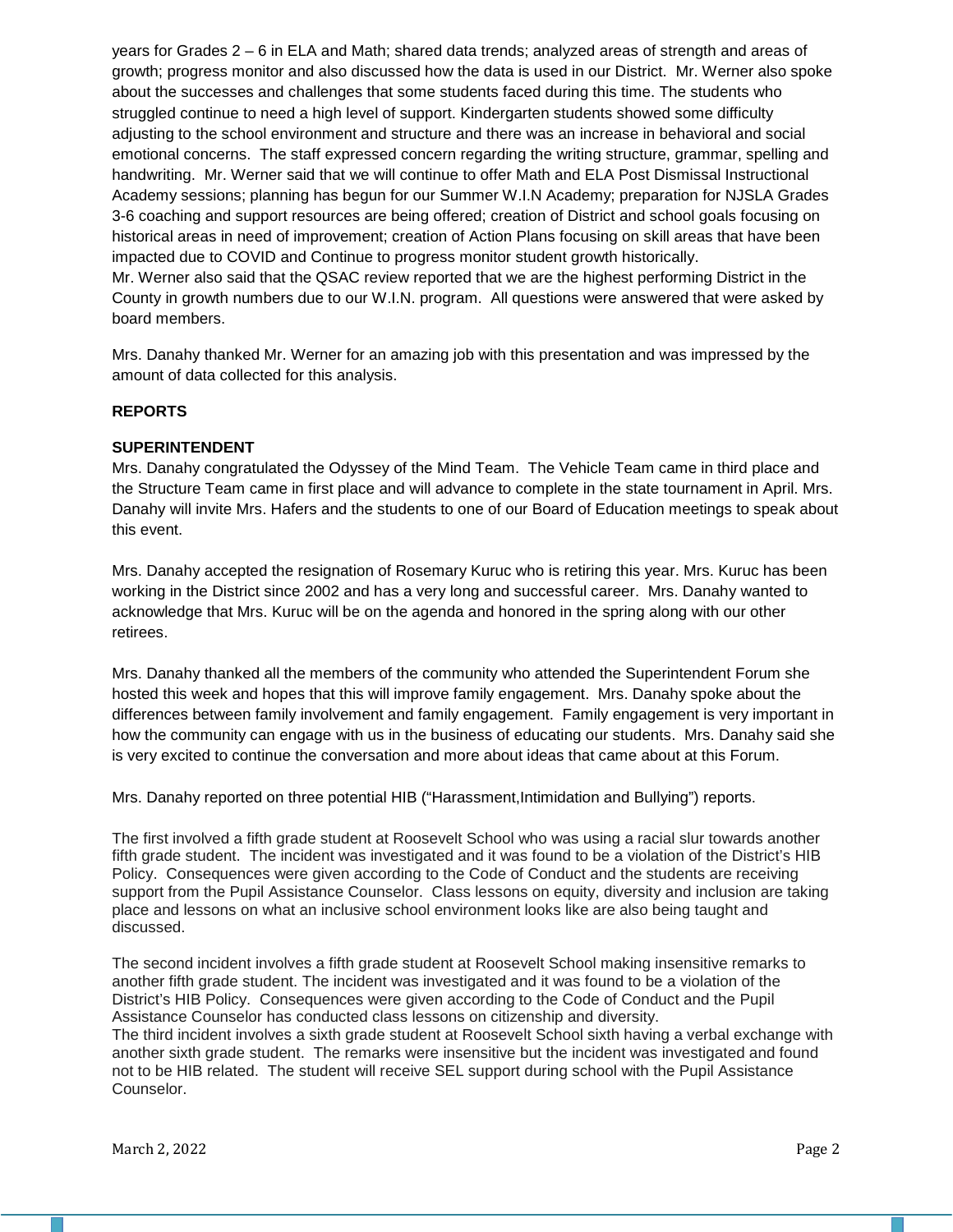years for Grades 2 – 6 in ELA and Math; shared data trends; analyzed areas of strength and areas of growth; progress monitor and also discussed how the data is used in our District. Mr. Werner also spoke about the successes and challenges that some students faced during this time. The students who struggled continue to need a high level of support. Kindergarten students showed some difficulty adjusting to the school environment and structure and there was an increase in behavioral and social emotional concerns. The staff expressed concern regarding the writing structure, grammar, spelling and handwriting. Mr. Werner said that we will continue to offer Math and ELA Post Dismissal Instructional Academy sessions; planning has begun for our Summer W.I.N Academy; preparation for NJSLA Grades 3-6 coaching and support resources are being offered; creation of District and school goals focusing on historical areas in need of improvement; creation of Action Plans focusing on skill areas that have been impacted due to COVID and Continue to progress monitor student growth historically.
Mr. Werner also said that the QSAC review reported that we are the highest performing District in the County in growth numbers due to our W.I.N. program. All questions were answered that were asked by board members.

Mrs. Danahy thanked Mr. Werner for an amazing job with this presentation and was impressed by the amount of data collected for this analysis.

**REPORTS**

**SUPERINTENDENT**

Mrs. Danahy congratulated the Odyssey of the Mind Team. The Vehicle Team came in third place and the Structure Team came in first place and will advance to complete in the state tournament in April. Mrs. Danahy will invite Mrs. Hafers and the students to one of our Board of Education meetings to speak about this event.

Mrs. Danahy accepted the resignation of Rosemary Kuruc who is retiring this year. Mrs. Kuruc has been working in the District since 2002 and has a very long and successful career. Mrs. Danahy wanted to acknowledge that Mrs. Kuruc will be on the agenda and honored in the spring along with our other retirees.

Mrs. Danahy thanked all the members of the community who attended the Superintendent Forum she hosted this week and hopes that this will improve family engagement. Mrs. Danahy spoke about the differences between family involvement and family engagement. Family engagement is very important in how the community can engage with us in the business of educating our students. Mrs. Danahy said she is very excited to continue the conversation and more about ideas that came about at this Forum.

Mrs. Danahy reported on three potential HIB ("Harassment,Intimidation and Bullying") reports.

The first involved a fifth grade student at Roosevelt School who was using a racial slur towards another fifth grade student. The incident was investigated and it was found to be a violation of the District's HIB Policy. Consequences were given according to the Code of Conduct and the students are receiving support from the Pupil Assistance Counselor. Class lessons on equity, diversity and inclusion are taking place and lessons on what an inclusive school environment looks like are also being taught and discussed.

The second incident involves a fifth grade student at Roosevelt School making insensitive remarks to another fifth grade student. The incident was investigated and it was found to be a violation of the District's HIB Policy. Consequences were given according to the Code of Conduct and the Pupil Assistance Counselor has conducted class lessons on citizenship and diversity.
The third incident involves a sixth grade student at Roosevelt School sixth having a verbal exchange with another sixth grade student. The remarks were insensitive but the incident was investigated and found not to be HIB related. The student will receive SEL support during school with the Pupil Assistance Counselor.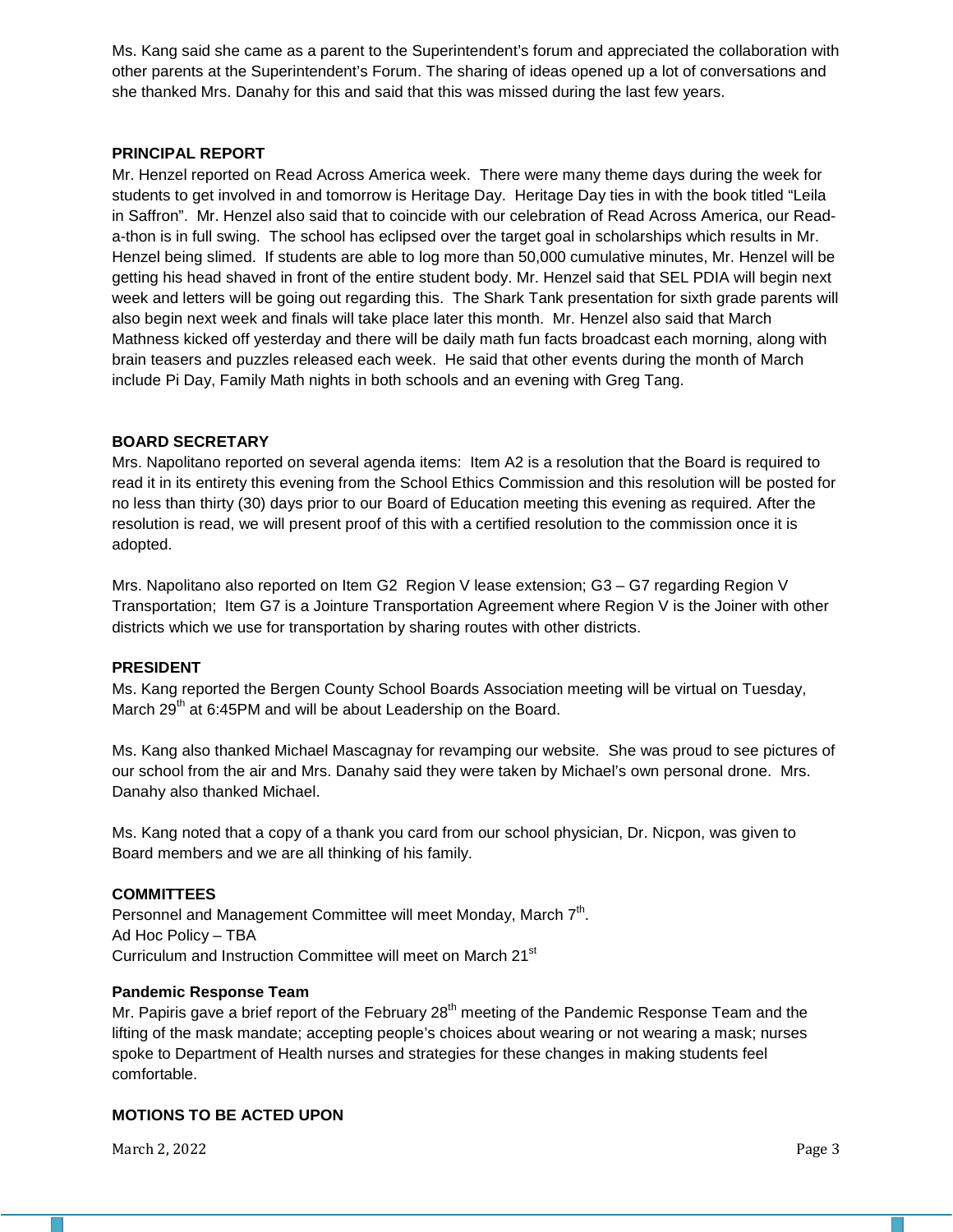Ms. Kang said she came as a parent to the Superintendent's forum and appreciated the collaboration with other parents at the Superintendent's Forum. The sharing of ideas opened up a lot of conversations and she thanked Mrs. Danahy for this and said that this was missed during the last few years.

**PRINCIPAL REPORT**

Mr. Henzel reported on Read Across America week. There were many theme days during the week for students to get involved in and tomorrow is Heritage Day. Heritage Day ties in with the book titled "Leila in Saffron". Mr. Henzel also said that to coincide with our celebration of Read Across America, our Read-a-thon is in full swing. The school has eclipsed over the target goal in scholarships which results in Mr. Henzel being slimed. If students are able to log more than 50,000 cumulative minutes, Mr. Henzel will be getting his head shaved in front of the entire student body. Mr. Henzel said that SEL PDIA will begin next week and letters will be going out regarding this. The Shark Tank presentation for sixth grade parents will also begin next week and finals will take place later this month. Mr. Henzel also said that March Mathness kicked off yesterday and there will be daily math fun facts broadcast each morning, along with brain teasers and puzzles released each week. He said that other events during the month of March include Pi Day, Family Math nights in both schools and an evening with Greg Tang.

**BOARD SECRETARY**

Mrs. Napolitano reported on several agenda items: Item A2 is a resolution that the Board is required to read it in its entirety this evening from the School Ethics Commission and this resolution will be posted for no less than thirty (30) days prior to our Board of Education meeting this evening as required. After the resolution is read, we will present proof of this with a certified resolution to the commission once it is adopted.

Mrs. Napolitano also reported on Item G2 Region V lease extension; G3 – G7 regarding Region V Transportation; Item G7 is a Jointure Transportation Agreement where Region V is the Joiner with other districts which we use for transportation by sharing routes with other districts.

**PRESIDENT**

Ms. Kang reported the Bergen County School Boards Association meeting will be virtual on Tuesday, March 29th at 6:45PM and will be about Leadership on the Board.

Ms. Kang also thanked Michael Mascagnay for revamping our website. She was proud to see pictures of our school from the air and Mrs. Danahy said they were taken by Michael's own personal drone. Mrs. Danahy also thanked Michael.

Ms. Kang noted that a copy of a thank you card from our school physician, Dr. Nicpon, was given to Board members and we are all thinking of his family.

**COMMITTEES**

Personnel and Management Committee will meet Monday, March 7th.
Ad Hoc Policy – TBA
Curriculum and Instruction Committee will meet on March 21st

**Pandemic Response Team**

Mr. Papiris gave a brief report of the February 28th meeting of the Pandemic Response Team and the lifting of the mask mandate; accepting people's choices about wearing or not wearing a mask; nurses spoke to Department of Health nurses and strategies for these changes in making students feel comfortable.

**MOTIONS TO BE ACTED UPON**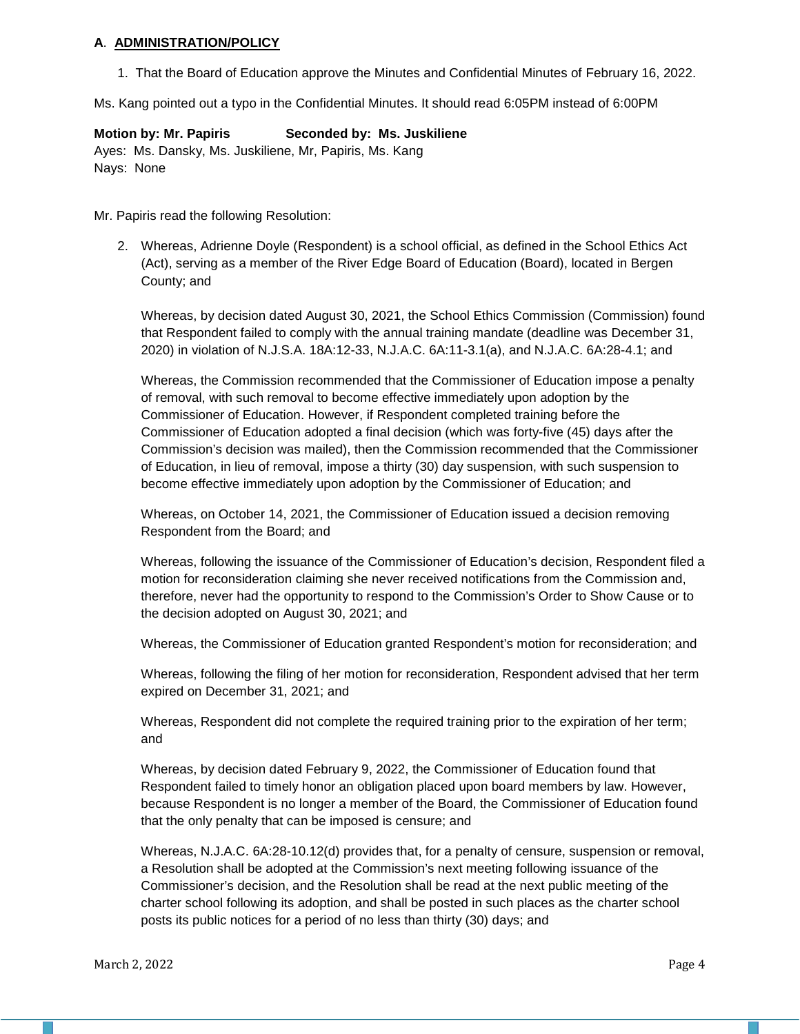**A**. **ADMINISTRATION/POLICY**

1. That the Board of Education approve the Minutes and Confidential Minutes of February 16, 2022.

Ms. Kang pointed out a typo in the Confidential Minutes. It should read 6:05PM instead of 6:00PM

**Motion by: Mr. Papiris Seconded by: Ms. Juskiliene**
Ayes: Ms. Dansky, Ms. Juskiliene, Mr, Papiris, Ms. Kang
Nays: None

Mr. Papiris read the following Resolution:

2. Whereas, Adrienne Doyle (Respondent) is a school official, as defined in the School Ethics Act (Act), serving as a member of the River Edge Board of Education (Board), located in Bergen County; and

   Whereas, by decision dated August 30, 2021, the School Ethics Commission (Commission) found that Respondent failed to comply with the annual training mandate (deadline was December 31, 2020) in violation of N.J.S.A. 18A:12-33, N.J.A.C. 6A:11-3.1(a), and N.J.A.C. 6A:28-4.1; and

   Whereas, the Commission recommended that the Commissioner of Education impose a penalty of removal, with such removal to become effective immediately upon adoption by the Commissioner of Education. However, if Respondent completed training before the Commissioner of Education adopted a final decision (which was forty-five (45) days after the Commission's decision was mailed), then the Commission recommended that the Commissioner of Education, in lieu of removal, impose a thirty (30) day suspension, with such suspension to become effective immediately upon adoption by the Commissioner of Education; and

   Whereas, on October 14, 2021, the Commissioner of Education issued a decision removing Respondent from the Board; and

   Whereas, following the issuance of the Commissioner of Education's decision, Respondent filed a motion for reconsideration claiming she never received notifications from the Commission and, therefore, never had the opportunity to respond to the Commission's Order to Show Cause or to the decision adopted on August 30, 2021; and

   Whereas, the Commissioner of Education granted Respondent's motion for reconsideration; and

   Whereas, following the filing of her motion for reconsideration, Respondent advised that her term expired on December 31, 2021; and

   Whereas, Respondent did not complete the required training prior to the expiration of her term; and

   Whereas, by decision dated February 9, 2022, the Commissioner of Education found that Respondent failed to timely honor an obligation placed upon board members by law. However, because Respondent is no longer a member of the Board, the Commissioner of Education found that the only penalty that can be imposed is censure; and

   Whereas, N.J.A.C. 6A:28-10.12(d) provides that, for a penalty of censure, suspension or removal, a Resolution shall be adopted at the Commission's next meeting following issuance of the Commissioner's decision, and the Resolution shall be read at the next public meeting of the charter school following its adoption, and shall be posted in such places as the charter school posts its public notices for a period of no less than thirty (30) days; and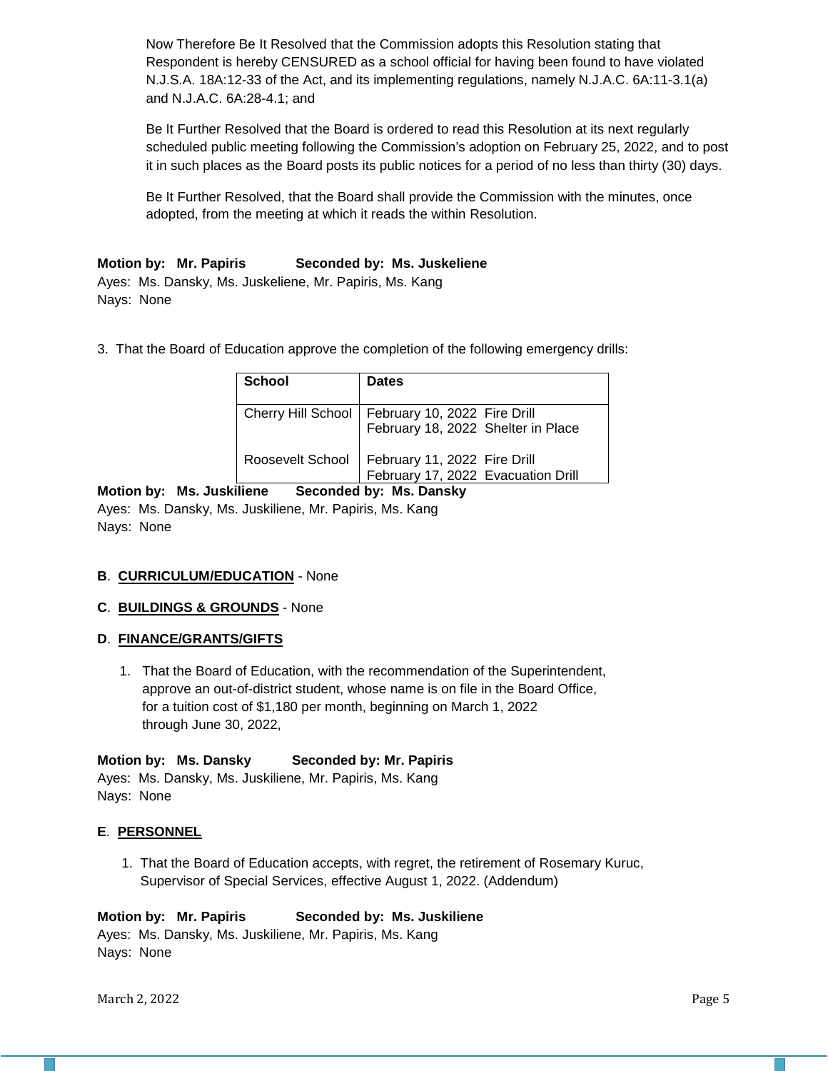Now Therefore Be It Resolved that the Commission adopts this Resolution stating that Respondent is hereby CENSURED as a school official for having been found to have violated N.J.S.A. 18A:12-33 of the Act, and its implementing regulations, namely N.J.A.C. 6A:11-3.1(a) and N.J.A.C. 6A:28-4.1; and

Be It Further Resolved that the Board is ordered to read this Resolution at its next regularly scheduled public meeting following the Commission's adoption on February 25, 2022, and to post it in such places as the Board posts its public notices for a period of no less than thirty (30) days.

Be It Further Resolved, that the Board shall provide the Commission with the minutes, once adopted, from the meeting at which it reads the within Resolution.

**Motion by: Mr. Papiris Seconded by: Ms. Juskeliene**
Ayes: Ms. Dansky, Ms. Juskeliene, Mr. Papiris, Ms. Kang
Nays: None

3. That the Board of Education approve the completion of the following emergency drills:

| School | Dates |
|---|---|
| Cherry Hill School | February 10, 2022 Fire Drill<br>February 18, 2022 Shelter in Place |
| Roosevelt School | February 11, 2022 Fire Drill<br>February 17, 2022 Evacuation Drill |

**Motion by: Ms. Juskiliene Seconded by: Ms. Dansky**
Ayes: Ms. Dansky, Ms. Juskiliene, Mr. Papiris, Ms. Kang
Nays: None

**B**. **CURRICULUM/EDUCATION** - None

**C**. **BUILDINGS & GROUNDS** - None

**D**. **FINANCE/GRANTS/GIFTS**

1. That the Board of Education, with the recommendation of the Superintendent, approve an out-of-district student, whose name is on file in the Board Office, for a tuition cost of $1,180 per month, beginning on March 1, 2022 through June 30, 2022,

**Motion by: Ms. Dansky Seconded by: Mr. Papiris**
Ayes: Ms. Dansky, Ms. Juskiliene, Mr. Papiris, Ms. Kang
Nays: None

**E**. **PERSONNEL**

1. That the Board of Education accepts, with regret, the retirement of Rosemary Kuruc, Supervisor of Special Services, effective August 1, 2022. (Addendum)

**Motion by: Mr. Papiris Seconded by: Ms. Juskiliene**
Ayes: Ms. Dansky, Ms. Juskiliene, Mr. Papiris, Ms. Kang
Nays: None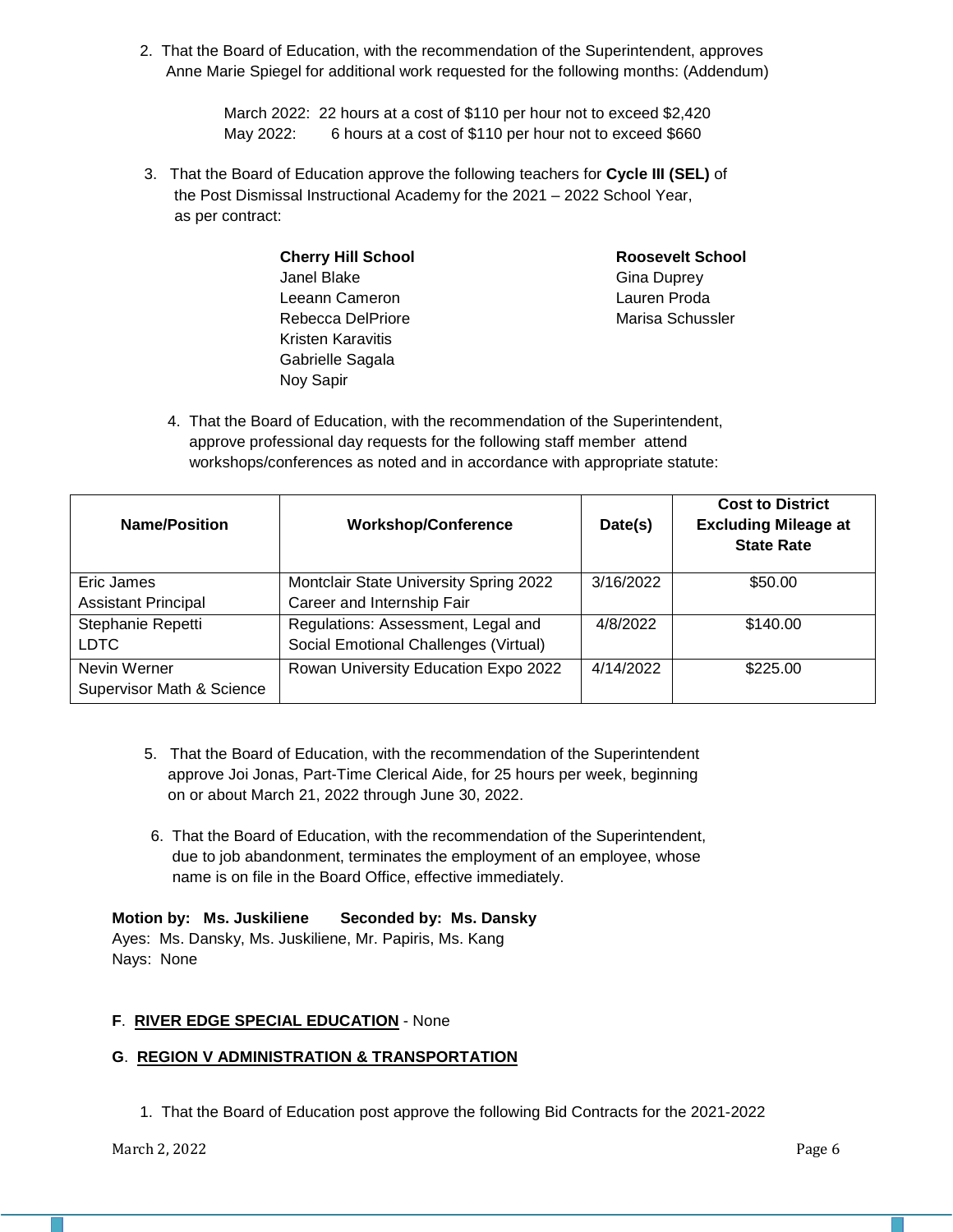2. That the Board of Education, with the recommendation of the Superintendent, approves Anne Marie Spiegel for additional work requested for the following months: (Addendum)

   March 2022: 22 hours at a cost of $110 per hour not to exceed $2,420
   May 2022: 6 hours at a cost of $110 per hour not to exceed $660

3. That the Board of Education approve the following teachers for **Cycle III (SEL)** of the Post Dismissal Instructional Academy for the 2021 – 2022 School Year, as per contract:

   **Cherry Hill School**
   Janel Blake
   Leeann Cameron
   Rebecca DelPriore
   Kristen Karavitis
   Gabrielle Sagala
   Noy Sapir

   **Roosevelt School**
   Gina Duprey
   Lauren Proda
   Marisa Schussler

4. That the Board of Education, with the recommendation of the Superintendent, approve professional day requests for the following staff member attend workshops/conferences as noted and in accordance with appropriate statute:

| Name/Position | Workshop/Conference | Date(s) | Cost to District Excluding Mileage at State Rate |
|---|---|---|---|
| Eric James<br>Assistant Principal | Montclair State University Spring 2022 Career and Internship Fair | 3/16/2022 | $50.00 |
| Stephanie Repetti<br>LDTC | Regulations: Assessment, Legal and Social Emotional Challenges (Virtual) | 4/8/2022 | $140.00 |
| Nevin Werner<br>Supervisor Math & Science | Rowan University Education Expo 2022 | 4/14/2022 | $225.00 |

5. That the Board of Education, with the recommendation of the Superintendent approve Joi Jonas, Part-Time Clerical Aide, for 25 hours per week, beginning on or about March 21, 2022 through June 30, 2022.

6. That the Board of Education, with the recommendation of the Superintendent, due to job abandonment, terminates the employment of an employee, whose name is on file in the Board Office, effective immediately.

**Motion by: Ms. Juskiliene Seconded by: Ms. Dansky**
Ayes: Ms. Dansky, Ms. Juskiliene, Mr. Papiris, Ms. Kang
Nays: None

**F**. **RIVER EDGE SPECIAL EDUCATION** - None

**G**. **REGION V ADMINISTRATION & TRANSPORTATION**

1. That the Board of Education post approve the following Bid Contracts for the 2021-2022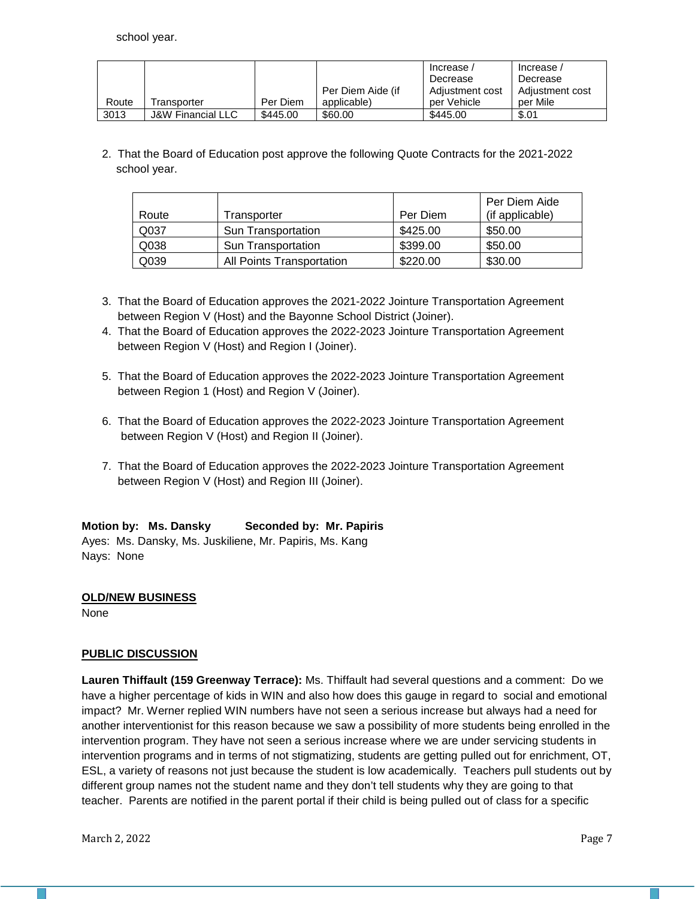school year.

| Route | Transporter | Per Diem | Per Diem Aide (if applicable) | Increase / Decrease Adjustment cost per Vehicle | Increase / Decrease Adjustment cost per Mile |
|---|---|---|---|---|---|
| 3013 | J&W Financial LLC | $445.00 | $60.00 | $445.00 | $.01 |

2. That the Board of Education post approve the following Quote Contracts for the 2021-2022 school year.

| Route | Transporter | Per Diem | Per Diem Aide (if applicable) |
|---|---|---|---|
| Q037 | Sun Transportation | $425.00 | $50.00 |
| Q038 | Sun Transportation | $399.00 | $50.00 |
| Q039 | All Points Transportation | $220.00 | $30.00 |

3. That the Board of Education approves the 2021-2022 Jointure Transportation Agreement between Region V (Host) and the Bayonne School District (Joiner).
4. That the Board of Education approves the 2022-2023 Jointure Transportation Agreement between Region V (Host) and Region I (Joiner).
5. That the Board of Education approves the 2022-2023 Jointure Transportation Agreement between Region 1 (Host) and Region V (Joiner).
6. That the Board of Education approves the 2022-2023 Jointure Transportation Agreement between Region V (Host) and Region II (Joiner).
7. That the Board of Education approves the 2022-2023 Jointure Transportation Agreement between Region V (Host) and Region III (Joiner).

**Motion by: Ms. Dansky Seconded by: Mr. Papiris**
Ayes: Ms. Dansky, Ms. Juskiliene, Mr. Papiris, Ms. Kang
Nays: None

**OLD/NEW BUSINESS**

None

**PUBLIC DISCUSSION**

**Lauren Thiffault (159 Greenway Terrace):** Ms. Thiffault had several questions and a comment: Do we have a higher percentage of kids in WIN and also how does this gauge in regard to social and emotional impact? Mr. Werner replied WIN numbers have not seen a serious increase but always had a need for another interventionist for this reason because we saw a possibility of more students being enrolled in the intervention program. They have not seen a serious increase where we are under servicing students in intervention programs and in terms of not stigmatizing, students are getting pulled out for enrichment, OT, ESL, a variety of reasons not just because the student is low academically. Teachers pull students out by different group names not the student name and they don't tell students why they are going to that teacher. Parents are notified in the parent portal if their child is being pulled out of class for a specific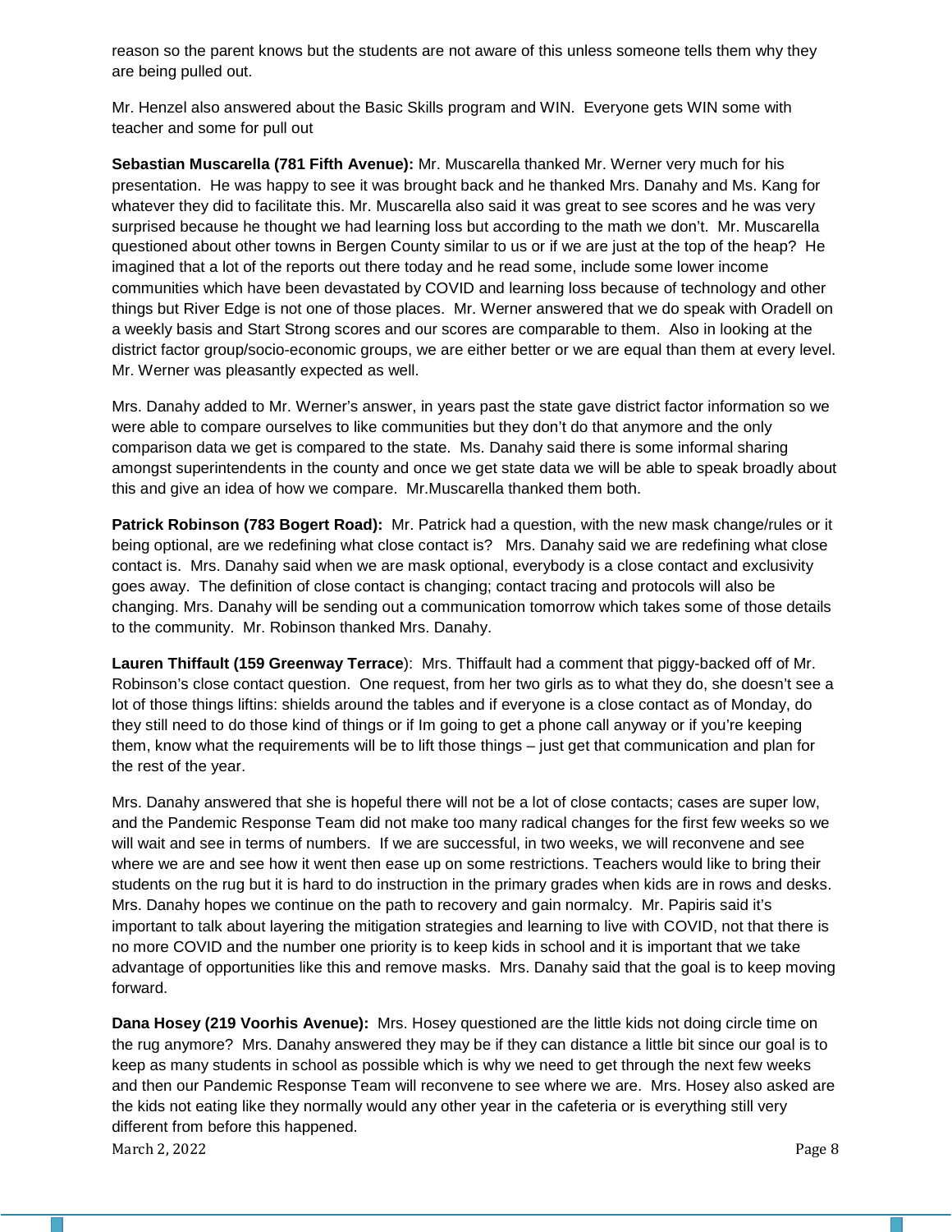reason so the parent knows but the students are not aware of this unless someone tells them why they are being pulled out.

Mr. Henzel also answered about the Basic Skills program and WIN. Everyone gets WIN some with teacher and some for pull out

**Sebastian Muscarella (781 Fifth Avenue):** Mr. Muscarella thanked Mr. Werner very much for his presentation. He was happy to see it was brought back and he thanked Mrs. Danahy and Ms. Kang for whatever they did to facilitate this. Mr. Muscarella also said it was great to see scores and he was very surprised because he thought we had learning loss but according to the math we don't. Mr. Muscarella questioned about other towns in Bergen County similar to us or if we are just at the top of the heap? He imagined that a lot of the reports out there today and he read some, include some lower income communities which have been devastated by COVID and learning loss because of technology and other things but River Edge is not one of those places. Mr. Werner answered that we do speak with Oradell on a weekly basis and Start Strong scores and our scores are comparable to them. Also in looking at the district factor group/socio-economic groups, we are either better or we are equal than them at every level. Mr. Werner was pleasantly expected as well.

Mrs. Danahy added to Mr. Werner's answer, in years past the state gave district factor information so we were able to compare ourselves to like communities but they don't do that anymore and the only comparison data we get is compared to the state. Ms. Danahy said there is some informal sharing amongst superintendents in the county and once we get state data we will be able to speak broadly about this and give an idea of how we compare. Mr.Muscarella thanked them both.

**Patrick Robinson (783 Bogert Road):** Mr. Patrick had a question, with the new mask change/rules or it being optional, are we redefining what close contact is? Mrs. Danahy said we are redefining what close contact is. Mrs. Danahy said when we are mask optional, everybody is a close contact and exclusivity goes away. The definition of close contact is changing; contact tracing and protocols will also be changing. Mrs. Danahy will be sending out a communication tomorrow which takes some of those details to the community. Mr. Robinson thanked Mrs. Danahy.

**Lauren Thiffault (159 Greenway Terrace**): Mrs. Thiffault had a comment that piggy-backed off of Mr. Robinson's close contact question. One request, from her two girls as to what they do, she doesn't see a lot of those things liftins: shields around the tables and if everyone is a close contact as of Monday, do they still need to do those kind of things or if Im going to get a phone call anyway or if you're keeping them, know what the requirements will be to lift those things – just get that communication and plan for the rest of the year.

Mrs. Danahy answered that she is hopeful there will not be a lot of close contacts; cases are super low, and the Pandemic Response Team did not make too many radical changes for the first few weeks so we will wait and see in terms of numbers. If we are successful, in two weeks, we will reconvene and see where we are and see how it went then ease up on some restrictions. Teachers would like to bring their students on the rug but it is hard to do instruction in the primary grades when kids are in rows and desks. Mrs. Danahy hopes we continue on the path to recovery and gain normalcy. Mr. Papiris said it's important to talk about layering the mitigation strategies and learning to live with COVID, not that there is no more COVID and the number one priority is to keep kids in school and it is important that we take advantage of opportunities like this and remove masks. Mrs. Danahy said that the goal is to keep moving forward.

**Dana Hosey (219 Voorhis Avenue):** Mrs. Hosey questioned are the little kids not doing circle time on the rug anymore? Mrs. Danahy answered they may be if they can distance a little bit since our goal is to keep as many students in school as possible which is why we need to get through the next few weeks and then our Pandemic Response Team will reconvene to see where we are. Mrs. Hosey also asked are the kids not eating like they normally would any other year in the cafeteria or is everything still very different from before this happened.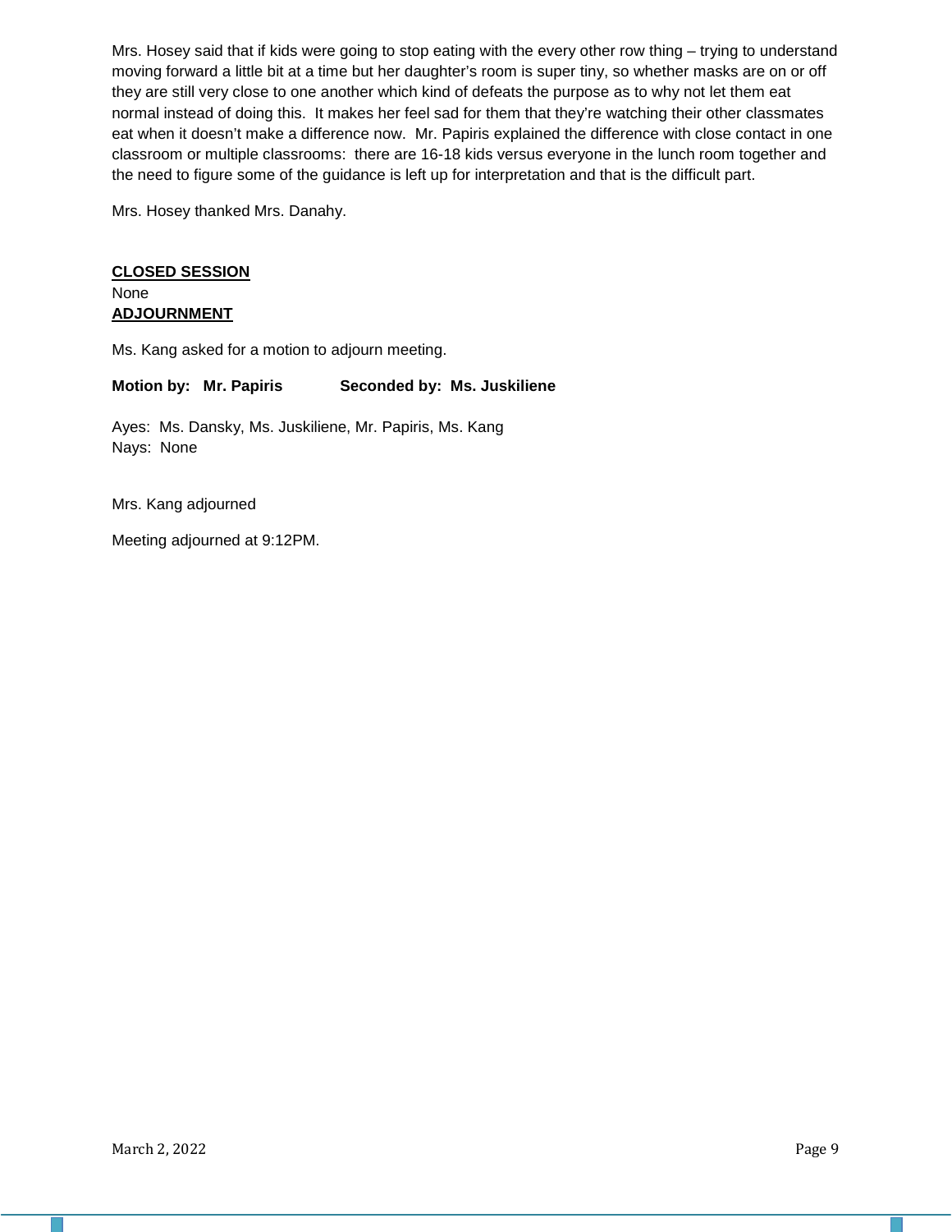Mrs. Hosey said that if kids were going to stop eating with the every other row thing – trying to understand moving forward a little bit at a time but her daughter's room is super tiny, so whether masks are on or off they are still very close to one another which kind of defeats the purpose as to why not let them eat normal instead of doing this. It makes her feel sad for them that they're watching their other classmates eat when it doesn't make a difference now. Mr. Papiris explained the difference with close contact in one classroom or multiple classrooms: there are 16-18 kids versus everyone in the lunch room together and the need to figure some of the guidance is left up for interpretation and that is the difficult part.

Mrs. Hosey thanked Mrs. Danahy.

**CLOSED SESSION**

None

**ADJOURNMENT**

Ms. Kang asked for a motion to adjourn meeting.

**Motion by: Mr. Papiris Seconded by: Ms. Juskiliene**

Ayes: Ms. Dansky, Ms. Juskiliene, Mr. Papiris, Ms. Kang
Nays: None

Mrs. Kang adjourned

Meeting adjourned at 9:12PM.